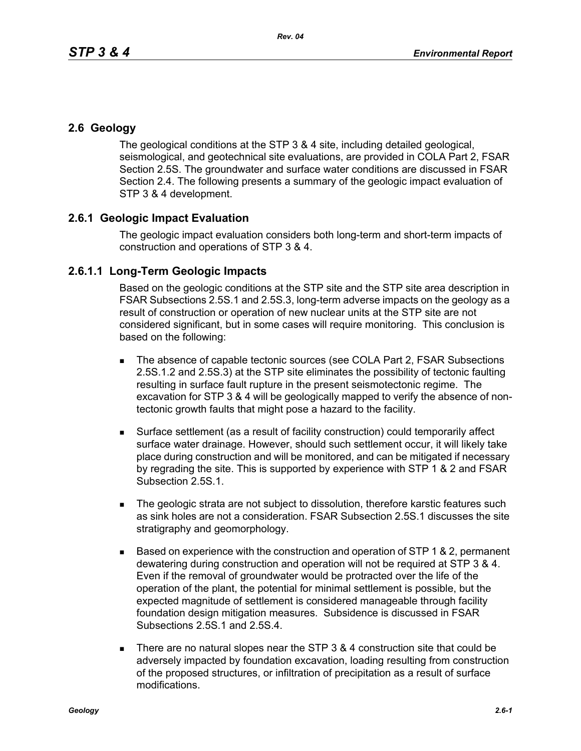## 2.6 Geology

The geological conditions at the STP 3 & 4 site, including detailed geological, seismological, and geotechnical site evaluations, are provided in COLA Part 2, FSAR Section 2.5S. The groundwater and surface water conditions are discussed in FSAR Section 2.4. The following presents a summary of the geologic impact evaluation of STP 3 & 4 development.

### 2.6.1 Geologic Impact Evaluation

The geologic impact evaluation considers both long-term and short-term impacts of construction and operations of STP 3 & 4.

#### 2.6.1.1 Long-Term Geologic Impacts

Based on the geologic conditions at the STP site and the STP site area description in FSAR Subsections 2.5S.1 and 2.5S.3, long-term adverse impacts on the geology as a result of construction or operation of new nuclear units at the STP site are not considered significant, but in some cases will require monitoring. This conclusion is based on the following:

- The absence of capable tectonic sources (see COLA Part 2, FSAR Subsections 2.5S.1.2 and 2.5S.3) at the STP site eliminates the possibility of tectonic faulting resulting in surface fault rupture in the present seismotectonic regime. The excavation for STP 3 & 4 will be geologically mapped to verify the absence of non-tectonic growth faults that might pose a hazard to the facility.
- Surface settlement (as a result of facility construction) could temporarily affect surface water drainage. However, should such settlement occur, it will likely take place during construction and will be monitored, and can be mitigated if necessary by regrading the site. This is supported by experience with STP 1 & 2 and FSAR Subsection 2.5S.1.
- The geologic strata are not subject to dissolution, therefore karstic features such as sink holes are not a consideration. FSAR Subsection 2.5S.1 discusses the site stratigraphy and geomorphology.
- Based on experience with the construction and operation of STP 1 & 2, permanent dewatering during construction and operation will not be required at STP 3 & 4. Even if the removal of groundwater would be protracted over the life of the operation of the plant, the potential for minimal settlement is possible, but the expected magnitude of settlement is considered manageable through facility foundation design mitigation measures. Subsidence is discussed in FSAR Subsections 2.5S.1 and 2.5S.4.
- There are no natural slopes near the STP 3 & 4 construction site that could be adversely impacted by foundation excavation, loading resulting from construction of the proposed structures, or infiltration of precipitation as a result of surface modifications.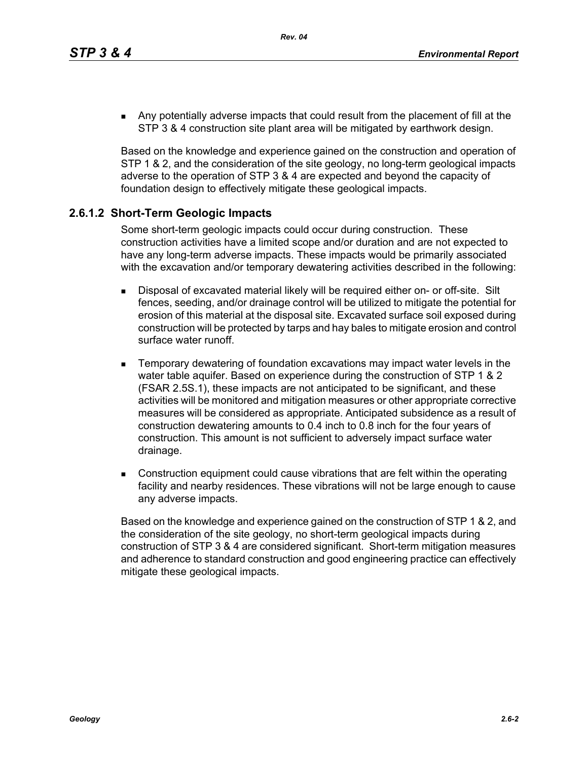- Any potentially adverse impacts that could result from the placement of fill at the STP 3 & 4 construction site plant area will be mitigated by earthwork design.

Based on the knowledge and experience gained on the construction and operation of STP 1 & 2, and the consideration of the site geology, no long-term geological impacts adverse to the operation of STP 3 & 4 are expected and beyond the capacity of foundation design to effectively mitigate these geological impacts.

### 2.6.1.2 Short-Term Geologic Impacts

Some short-term geologic impacts could occur during construction. These construction activities have a limited scope and/or duration and are not expected to have any long-term adverse impacts. These impacts would be primarily associated with the excavation and/or temporary dewatering activities described in the following:

- Disposal of excavated material likely will be required either on- or off-site. Silt fences, seeding, and/or drainage control will be utilized to mitigate the potential for erosion of this material at the disposal site. Excavated surface soil exposed during construction will be protected by tarps and hay bales to mitigate erosion and control surface water runoff.
- Temporary dewatering of foundation excavations may impact water levels in the water table aquifer. Based on experience during the construction of STP 1 & 2 (FSAR 2.5S.1), these impacts are not anticipated to be significant, and these activities will be monitored and mitigation measures or other appropriate corrective measures will be considered as appropriate. Anticipated subsidence as a result of construction dewatering amounts to 0.4 inch to 0.8 inch for the four years of construction. This amount is not sufficient to adversely impact surface water drainage.
- Construction equipment could cause vibrations that are felt within the operating facility and nearby residences. These vibrations will not be large enough to cause any adverse impacts.

Based on the knowledge and experience gained on the construction of STP 1 & 2, and the consideration of the site geology, no short-term geological impacts during construction of STP 3 & 4 are considered significant. Short-term mitigation measures and adherence to standard construction and good engineering practice can effectively mitigate these geological impacts.